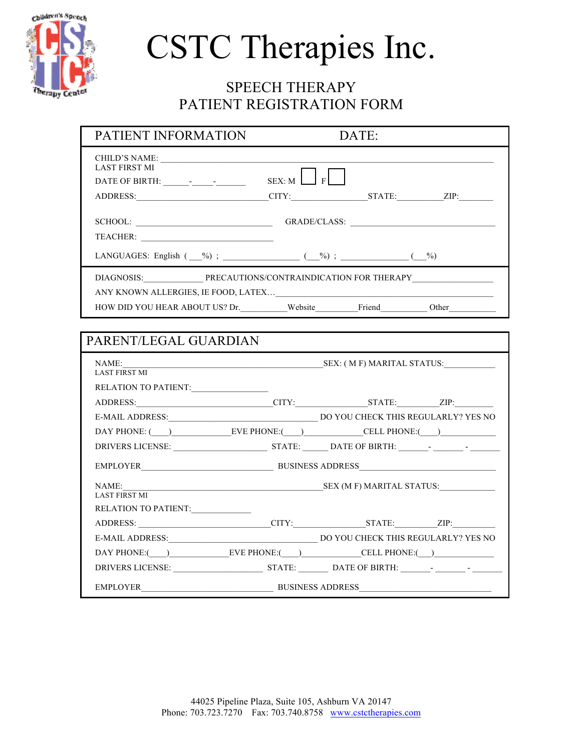# CSTC Therapies Inc.

## SPEECH THERAPY
## PATIENT REGISTRATION FORM

### PATIENT INFORMATION DATE:

CHILD'S NAME: ____________________________________________
LAST FIRST MI

DATE OF BIRTH: ______-_____-_______ SEX: M ☐ F ☐

ADDRESS:____________________________CITY:________________STATE:__________ZIP:________

SCHOOL: ____________________________ GRADE/CLASS: ______________________________

TEACHER: ____________________________

LANGUAGES: English ( __%) ; ________________ (__%) ; ______________ (__%)

DIAGNOSIS:_____________ PRECAUTIONS/CONTRAINDICATION FOR THERAPY_________________

ANY KNOWN ALLERGIES, IE FOOD, LATEX…____________________________________________

HOW DID YOU HEAR ABOUT US? Dr.__________Website_________Friend__________ Other___________

### PARENT/LEGAL GUARDIAN

NAME:___________________________________________SEX: ( M F) MARITAL STATUS:___________
LAST FIRST MI

RELATION TO PATIENT:________________

ADDRESS:____________________________CITY:_______________STATE:_________ZIP:_________

E-MAIL ADDRESS:________________________________ DO YOU CHECK THIS REGULARLY? YES NO

DAY PHONE: (____)_____________EVE PHONE:(____)____________CELL PHONE:(___)____________

DRIVERS LICENSE: ____________________ STATE: ______ DATE OF BIRTH: ______- _______ - _______

EMPLOYER____________________________ BUSINESS ADDRESS_____________________________

NAME:___________________________________________SEX (M F) MARITAL STATUS:____________
LAST FIRST MI

RELATION TO PATIENT:_____________

ADDRESS: ____________________________CITY:_______________STATE:_________ZIP:__________

E-MAIL ADDRESS:________________________________ DO YOU CHECK THIS REGULARLY? YES NO

DAY PHONE:(____)_____________EVE PHONE:(____)_____________CELL PHONE:(___)_____________

DRIVERS LICENSE: ____________________ STATE: _______ DATE OF BIRTH: _______- _______ - _______

EMPLOYER____________________________ BUSINESS ADDRESS____________________________

44025 Pipeline Plaza, Suite 105, Ashburn VA 20147
Phone: 703.723.7270 Fax: 703.740.8758 www.cstctherapies.com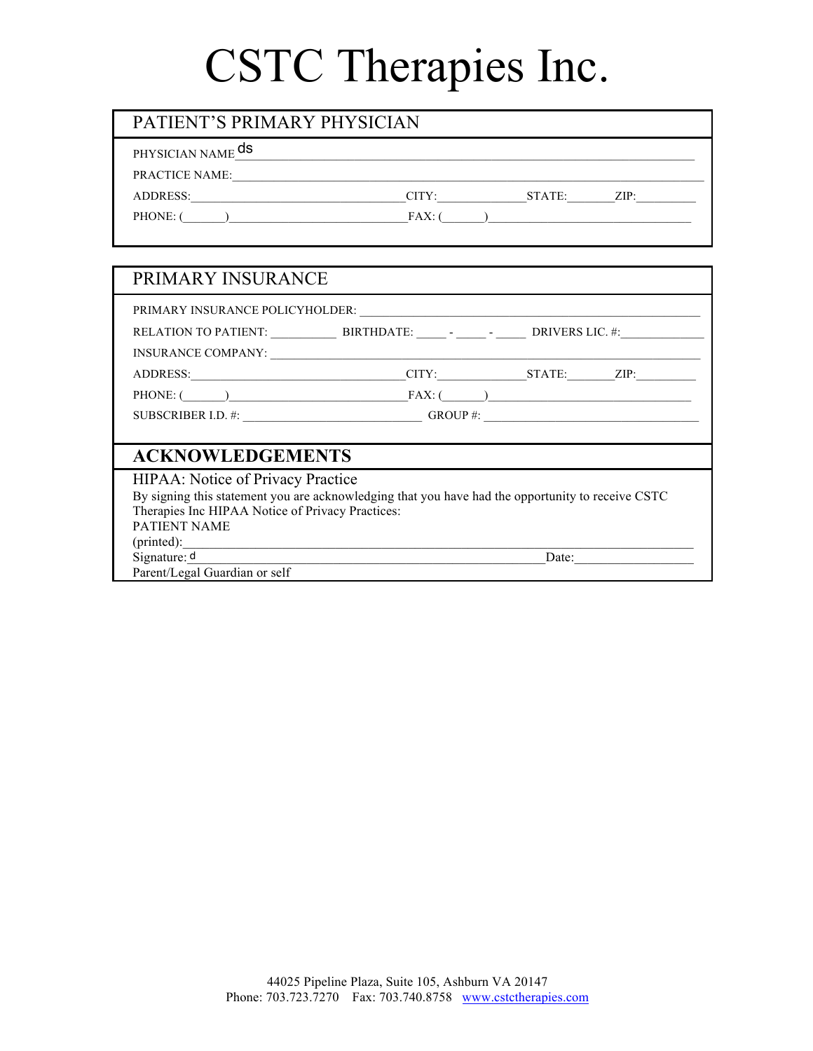# CSTC Therapies Inc.

## PATIENT'S PRIMARY PHYSICIAN

PHYSICIAN NAME ds

PRACTICE NAME:

ADDRESS: CITY: STATE: ZIP:

PHONE: ( ) FAX: ( )

## PRIMARY INSURANCE

PRIMARY INSURANCE POLICYHOLDER:

RELATION TO PATIENT: BIRTHDATE: - - DRIVERS LIC. #:

INSURANCE COMPANY:

ADDRESS: CITY: STATE: ZIP:

PHONE: ( ) FAX: ( )

SUBSCRIBER I.D. #: GROUP #:

## ACKNOWLEDGEMENTS

HIPAA: Notice of Privacy Practice

By signing this statement you are acknowledging that you have had the opportunity to receive CSTC Therapies Inc HIPAA Notice of Privacy Practices:

PATIENT NAME (printed):

Signature: d Date:

Parent/Legal Guardian or self

44025 Pipeline Plaza, Suite 105, Ashburn VA 20147
Phone: 703.723.7270 Fax: 703.740.8758 www.cstctherapies.com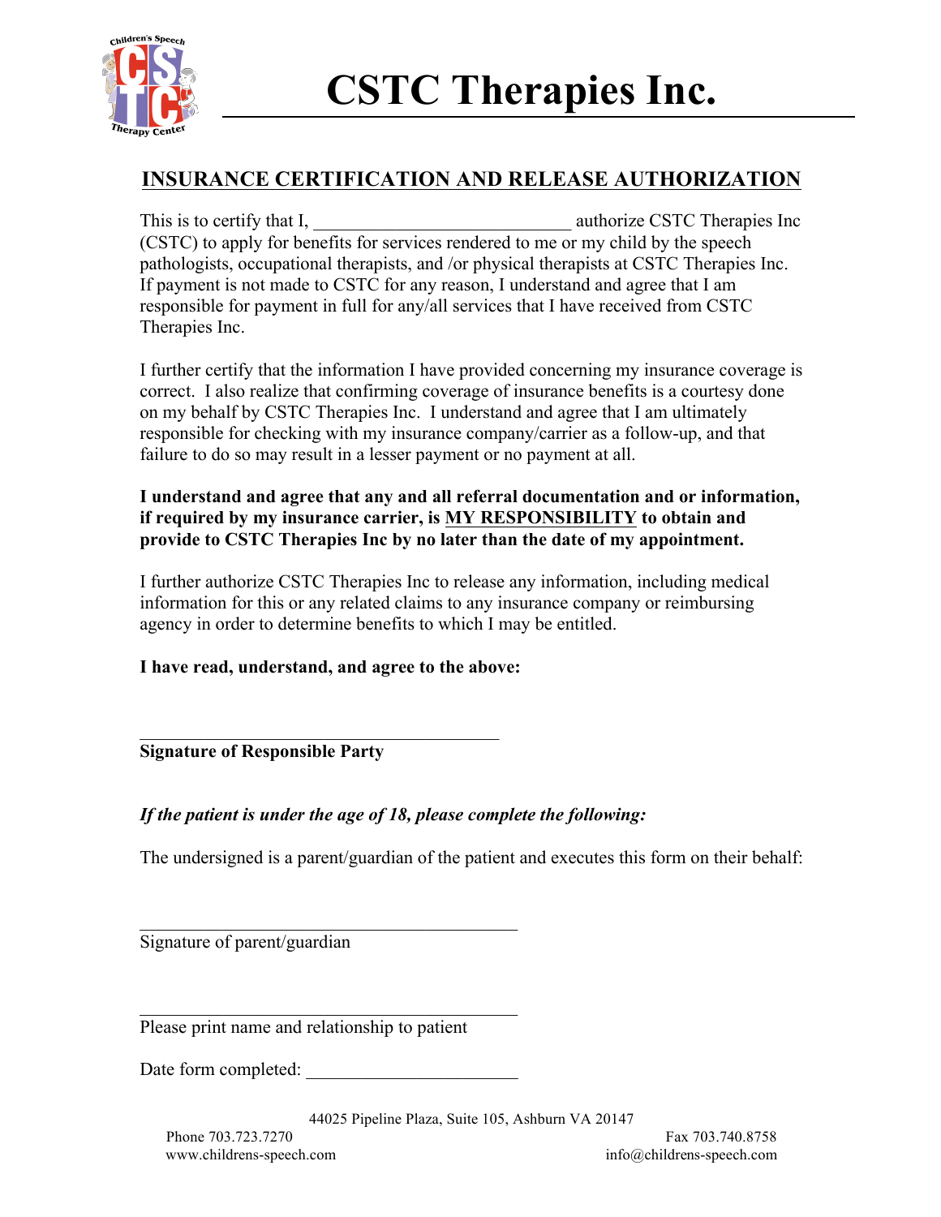# CSTC Therapies Inc.

## INSURANCE CERTIFICATION AND RELEASE AUTHORIZATION

This is to certify that I, ___________________________ authorize CSTC Therapies Inc (CSTC) to apply for benefits for services rendered to me or my child by the speech pathologists, occupational therapists, and /or physical therapists at CSTC Therapies Inc. If payment is not made to CSTC for any reason, I understand and agree that I am responsible for payment in full for any/all services that I have received from CSTC Therapies Inc.

I further certify that the information I have provided concerning my insurance coverage is correct. I also realize that confirming coverage of insurance benefits is a courtesy done on my behalf by CSTC Therapies Inc. I understand and agree that I am ultimately responsible for checking with my insurance company/carrier as a follow-up, and that failure to do so may result in a lesser payment or no payment at all.

**I understand and agree that any and all referral documentation and or information, if required by my insurance carrier, is MY RESPONSIBILITY to obtain and provide to CSTC Therapies Inc by no later than the date of my appointment.**

I further authorize CSTC Therapies Inc to release any information, including medical information for this or any related claims to any insurance company or reimbursing agency in order to determine benefits to which I may be entitled.

**I have read, understand, and agree to the above:**

_______________________________________

**Signature of Responsible Party**

***If the patient is under the age of 18, please complete the following:***

The undersigned is a parent/guardian of the patient and executes this form on their behalf:

_______________________________________

Signature of parent/guardian

_______________________________________

Please print name and relationship to patient

Date form completed: _______________________

44025 Pipeline Plaza, Suite 105, Ashburn VA 20147

Phone 703.723.7270 | Fax 703.740.8758

www.childrens-speech.com | info@childrens-speech.com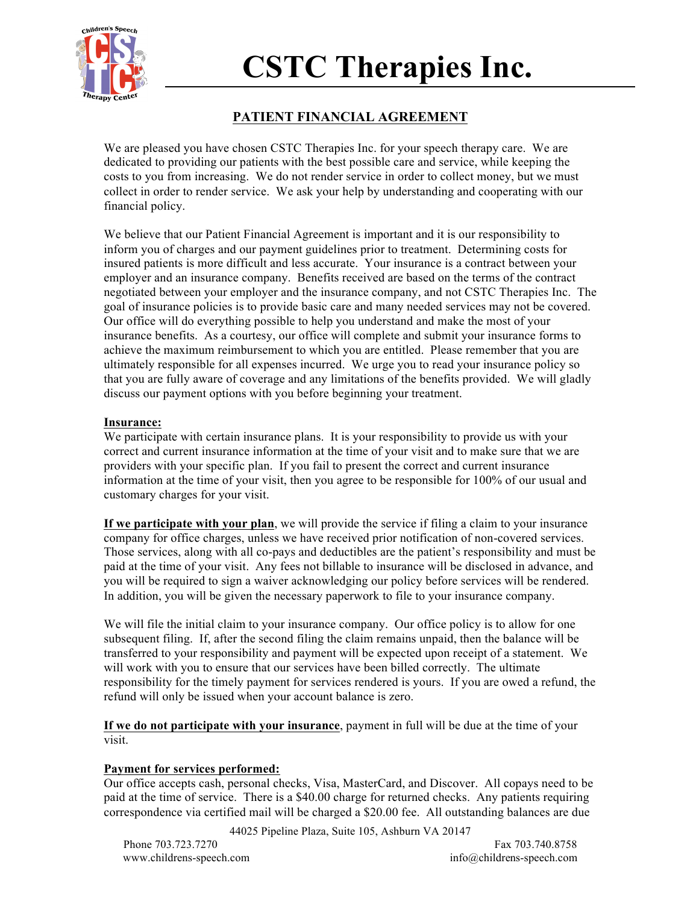# CSTC Therapies Inc.

## PATIENT FINANCIAL AGREEMENT

We are pleased you have chosen CSTC Therapies Inc. for your speech therapy care. We are dedicated to providing our patients with the best possible care and service, while keeping the costs to you from increasing. We do not render service in order to collect money, but we must collect in order to render service. We ask your help by understanding and cooperating with our financial policy.

We believe that our Patient Financial Agreement is important and it is our responsibility to inform you of charges and our payment guidelines prior to treatment. Determining costs for insured patients is more difficult and less accurate. Your insurance is a contract between your employer and an insurance company. Benefits received are based on the terms of the contract negotiated between your employer and the insurance company, and not CSTC Therapies Inc. The goal of insurance policies is to provide basic care and many needed services may not be covered. Our office will do everything possible to help you understand and make the most of your insurance benefits. As a courtesy, our office will complete and submit your insurance forms to achieve the maximum reimbursement to which you are entitled. Please remember that you are ultimately responsible for all expenses incurred. We urge you to read your insurance policy so that you are fully aware of coverage and any limitations of the benefits provided. We will gladly discuss our payment options with you before beginning your treatment.

**Insurance:**

We participate with certain insurance plans. It is your responsibility to provide us with your correct and current insurance information at the time of your visit and to make sure that we are providers with your specific plan. If you fail to present the correct and current insurance information at the time of your visit, then you agree to be responsible for 100% of our usual and customary charges for your visit.

**If we participate with your plan**, we will provide the service if filing a claim to your insurance company for office charges, unless we have received prior notification of non-covered services. Those services, along with all co-pays and deductibles are the patient's responsibility and must be paid at the time of your visit. Any fees not billable to insurance will be disclosed in advance, and you will be required to sign a waiver acknowledging our policy before services will be rendered. In addition, you will be given the necessary paperwork to file to your insurance company.

We will file the initial claim to your insurance company. Our office policy is to allow for one subsequent filing. If, after the second filing the claim remains unpaid, then the balance will be transferred to your responsibility and payment will be expected upon receipt of a statement. We will work with you to ensure that our services have been billed correctly. The ultimate responsibility for the timely payment for services rendered is yours. If you are owed a refund, the refund will only be issued when your account balance is zero.

**If we do not participate with your insurance**, payment in full will be due at the time of your visit.

**Payment for services performed:**

Our office accepts cash, personal checks, Visa, MasterCard, and Discover. All copays need to be paid at the time of service. There is a $40.00 charge for returned checks. Any patients requiring correspondence via certified mail will be charged a $20.00 fee. All outstanding balances are due

44025 Pipeline Plaza, Suite 105, Ashburn VA 20147
Phone 703.723.7270 Fax 703.740.8758
www.childrens-speech.com info@childrens-speech.com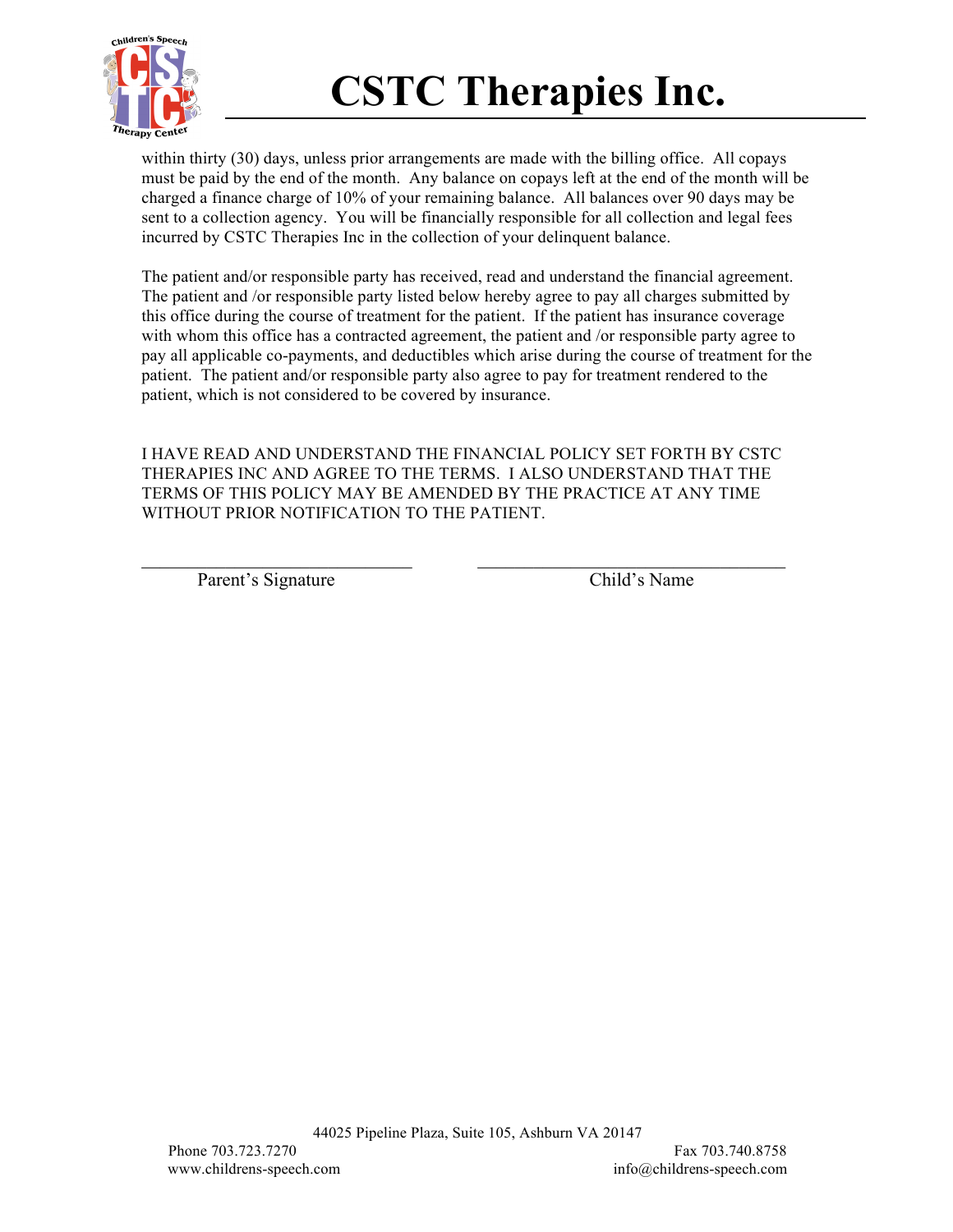# CSTC Therapies Inc.

within thirty (30) days, unless prior arrangements are made with the billing office. All copays must be paid by the end of the month. Any balance on copays left at the end of the month will be charged a finance charge of 10% of your remaining balance. All balances over 90 days may be sent to a collection agency. You will be financially responsible for all collection and legal fees incurred by CSTC Therapies Inc in the collection of your delinquent balance.

The patient and/or responsible party has received, read and understand the financial agreement. The patient and /or responsible party listed below hereby agree to pay all charges submitted by this office during the course of treatment for the patient. If the patient has insurance coverage with whom this office has a contracted agreement, the patient and /or responsible party agree to pay all applicable co-payments, and deductibles which arise during the course of treatment for the patient. The patient and/or responsible party also agree to pay for treatment rendered to the patient, which is not considered to be covered by insurance.

I HAVE READ AND UNDERSTAND THE FINANCIAL POLICY SET FORTH BY CSTC THERAPIES INC AND AGREE TO THE TERMS. I ALSO UNDERSTAND THAT THE TERMS OF THIS POLICY MAY BE AMENDED BY THE PRACTICE AT ANY TIME WITHOUT PRIOR NOTIFICATION TO THE PATIENT.

\_\_\_\_\_\_\_\_\_\_\_\_\_\_\_\_\_\_\_\_\_\_\_\_\_\_\_\_ \_\_\_\_\_\_\_\_\_\_\_\_\_\_\_\_\_\_\_\_\_\_\_\_\_\_\_\_\_\_\_\_

Parent's Signature Child's Name

44025 Pipeline Plaza, Suite 105, Ashburn VA 20147

Phone 703.723.7270 Fax 703.740.8758

www.childrens-speech.com info@childrens-speech.com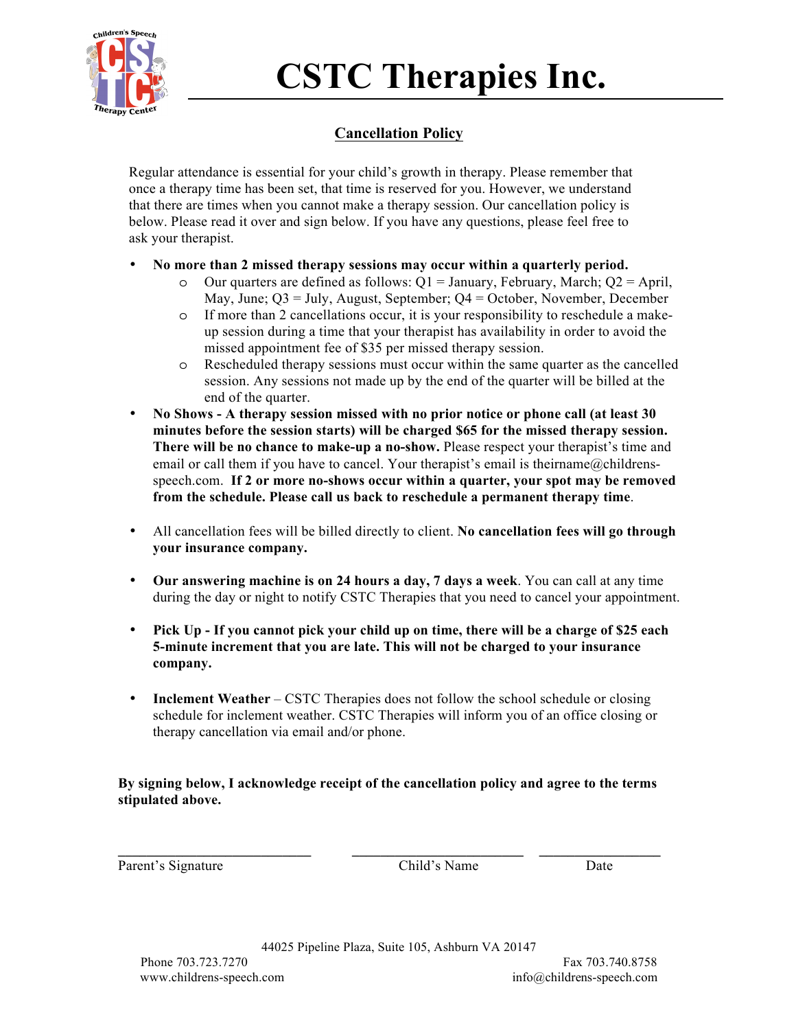# CSTC Therapies Inc.

## Cancellation Policy

Regular attendance is essential for your child's growth in therapy. Please remember that once a therapy time has been set, that time is reserved for you. However, we understand that there are times when you cannot make a therapy session. Our cancellation policy is below. Please read it over and sign below. If you have any questions, please feel free to ask your therapist.

- **No more than 2 missed therapy sessions may occur within a quarterly period.**
  - Our quarters are defined as follows: Q1 = January, February, March; Q2 = April, May, June; Q3 = July, August, September; Q4 = October, November, December
  - If more than 2 cancellations occur, it is your responsibility to reschedule a make-up session during a time that your therapist has availability in order to avoid the missed appointment fee of $35 per missed therapy session.
  - Rescheduled therapy sessions must occur within the same quarter as the cancelled session. Any sessions not made up by the end of the quarter will be billed at the end of the quarter.
- **No Shows - A therapy session missed with no prior notice or phone call (at least 30 minutes before the session starts) will be charged $65 for the missed therapy session. There will be no chance to make-up a no-show.** Please respect your therapist's time and email or call them if you have to cancel. Your therapist's email is theirname@childrens-speech.com. **If 2 or more no-shows occur within a quarter, your spot may be removed from the schedule. Please call us back to reschedule a permanent therapy time**.
- All cancellation fees will be billed directly to client. **No cancellation fees will go through your insurance company.**
- **Our answering machine is on 24 hours a day, 7 days a week**. You can call at any time during the day or night to notify CSTC Therapies that you need to cancel your appointment.
- **Pick Up - If you cannot pick your child up on time, there will be a charge of $25 each 5-minute increment that you are late. This will not be charged to your insurance company.**
- **Inclement Weather** – CSTC Therapies does not follow the school schedule or closing schedule for inclement weather. CSTC Therapies will inform you of an office closing or therapy cancellation via email and/or phone.

**By signing below, I acknowledge receipt of the cancellation policy and agree to the terms stipulated above.**

| ______________________ | ______________________ | ______________ |
|---|---|---|
| Parent's Signature | Child's Name | Date |

44025 Pipeline Plaza, Suite 105, Ashburn VA 20147

Phone 703.723.7270 — Fax 703.740.8758

www.childrens-speech.com — info@childrens-speech.com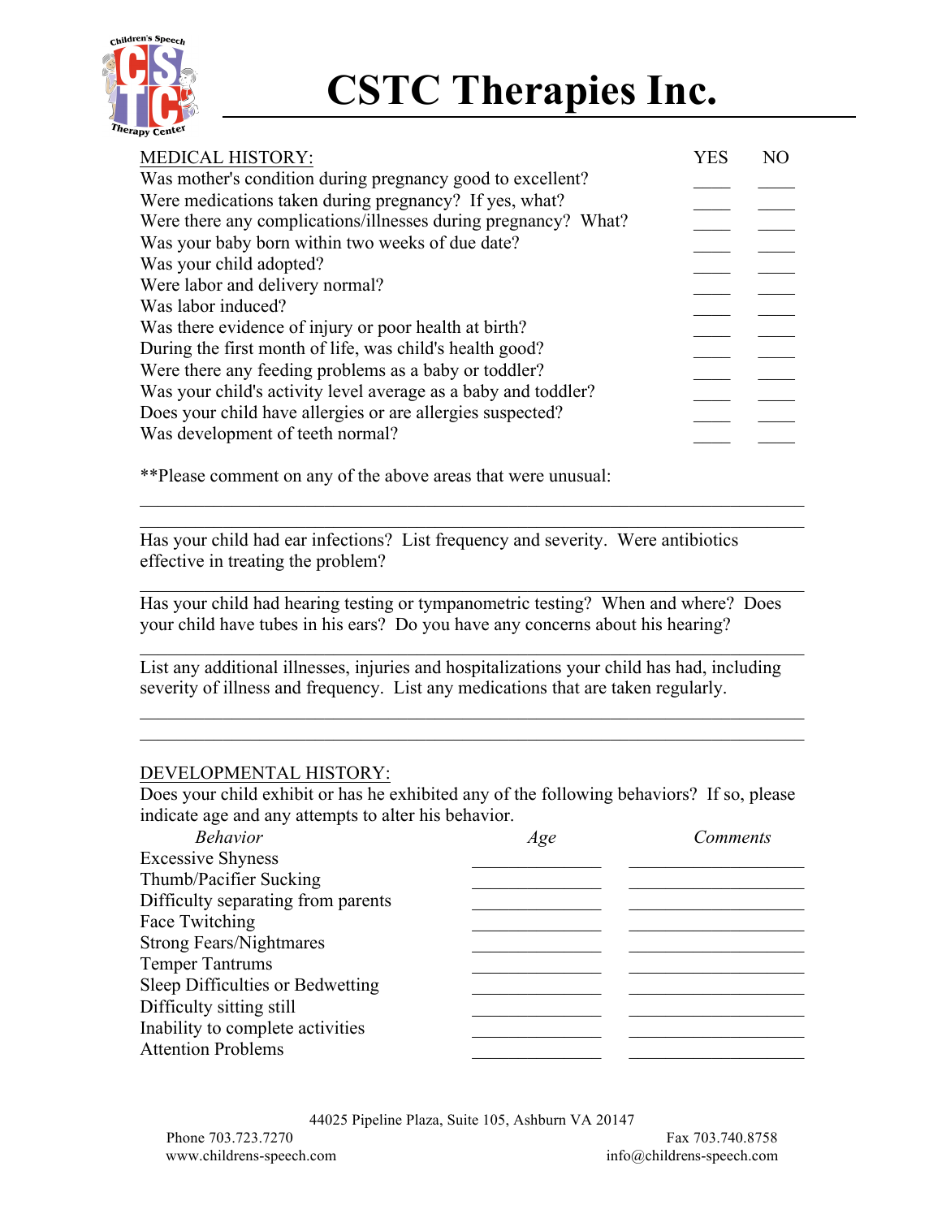# CSTC Therapies Inc.

| MEDICAL HISTORY: | YES | NO |
|---|---|---|
| Was mother's condition during pregnancy good to excellent? | ____ | ____ |
| Were medications taken during pregnancy? If yes, what? | ____ | ____ |
| Were there any complications/illnesses during pregnancy? What? | ____ | ____ |
| Was your baby born within two weeks of due date? | ____ | ____ |
| Was your child adopted? | ____ | ____ |
| Were labor and delivery normal? | ____ | ____ |
| Was labor induced? | ____ | ____ |
| Was there evidence of injury or poor health at birth? | ____ | ____ |
| During the first month of life, was child's health good? | ____ | ____ |
| Were there any feeding problems as a baby or toddler? | ____ | ____ |
| Was your child's activity level average as a baby and toddler? | ____ | ____ |
| Does your child have allergies or are allergies suspected? | ____ | ____ |
| Was development of teeth normal? | ____ | ____ |

**Please comment on any of the above areas that were unusual:

______________________________________________________________________

______________________________________________________________________

Has your child had ear infections? List frequency and severity. Were antibiotics effective in treating the problem?

______________________________________________________________________

Has your child had hearing testing or tympanometric testing? When and where? Does your child have tubes in his ears? Do you have any concerns about his hearing?

______________________________________________________________________

List any additional illnesses, injuries and hospitalizations your child has had, including severity of illness and frequency. List any medications that are taken regularly.

______________________________________________________________________

______________________________________________________________________

DEVELOPMENTAL HISTORY:

Does your child exhibit or has he exhibited any of the following behaviors? If so, please indicate age and any attempts to alter his behavior.

| *Behavior* | *Age* | *Comments* |
|---|---|---|
| Excessive Shyness | __________ | ______________ |
| Thumb/Pacifier Sucking | __________ | ______________ |
| Difficulty separating from parents | __________ | ______________ |
| Face Twitching | __________ | ______________ |
| Strong Fears/Nightmares | __________ | ______________ |
| Temper Tantrums | __________ | ______________ |
| Sleep Difficulties or Bedwetting | __________ | ______________ |
| Difficulty sitting still | __________ | ______________ |
| Inability to complete activities | __________ | ______________ |
| Attention Problems | __________ | ______________ |

44025 Pipeline Plaza, Suite 105, Ashburn VA 20147

Phone 703.723.7270 Fax 703.740.8758

www.childrens-speech.com info@childrens-speech.com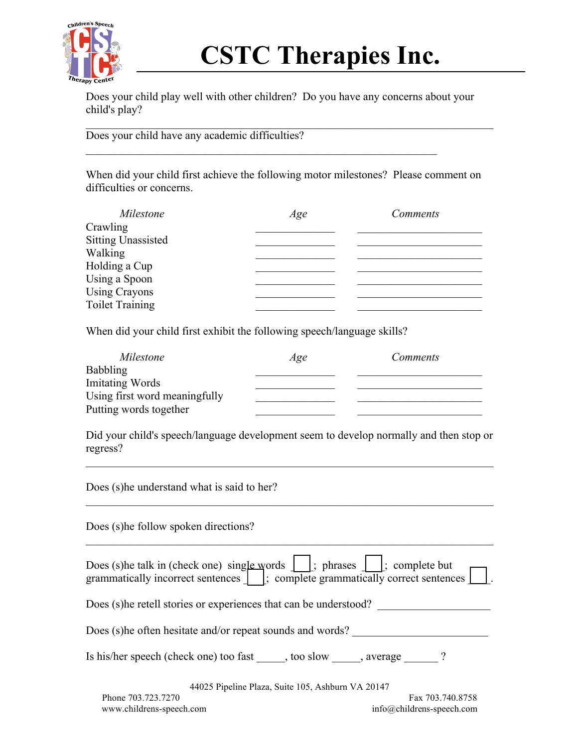# CSTC Therapies Inc.

Does your child play well with other children? Do you have any concerns about your child's play?

______________________________________________________________________________

Does your child have any academic difficulties?

_________________________________________________________________

When did your child first achieve the following motor milestones? Please comment on difficulties or concerns.

| *Milestone* | *Age* | *Comments* |
|---|---|---|
| Crawling | ______________ | ______________________ |
| Sitting Unassisted | ______________ | ______________________ |
| Walking | ______________ | ______________________ |
| Holding a Cup | ______________ | ______________________ |
| Using a Spoon | ______________ | ______________________ |
| Using Crayons | ______________ | ______________________ |
| Toilet Training | ______________ | ______________________ |

When did your child first exhibit the following speech/language skills?

| *Milestone* | *Age* | *Comments* |
|---|---|---|
| Babbling | ______________ | ______________________ |
| Imitating Words | ______________ | ______________________ |
| Using first word meaningfully | ______________ | ______________________ |
| Putting words together | ______________ | ______________________ |

Did your child's speech/language development seem to develop normally and then stop or regress?

______________________________________________________________________________

Does (s)he understand what is said to her?

______________________________________________________________________________

Does (s)he follow spoken directions?

______________________________________________________________________________

Does (s)he talk in (check one) single words ☐; phrases ☐; complete but grammatically incorrect sentences ☐; complete grammatically correct sentences ☐.

Does (s)he retell stories or experiences that can be understood? ____________________

Does (s)he often hesitate and/or repeat sounds and words? ________________________

Is his/her speech (check one) too fast _____, too slow _____, average ______ ?

44025 Pipeline Plaza, Suite 105, Ashburn VA 20147
Phone 703.723.7270 Fax 703.740.8758
www.childrens-speech.com info@childrens-speech.com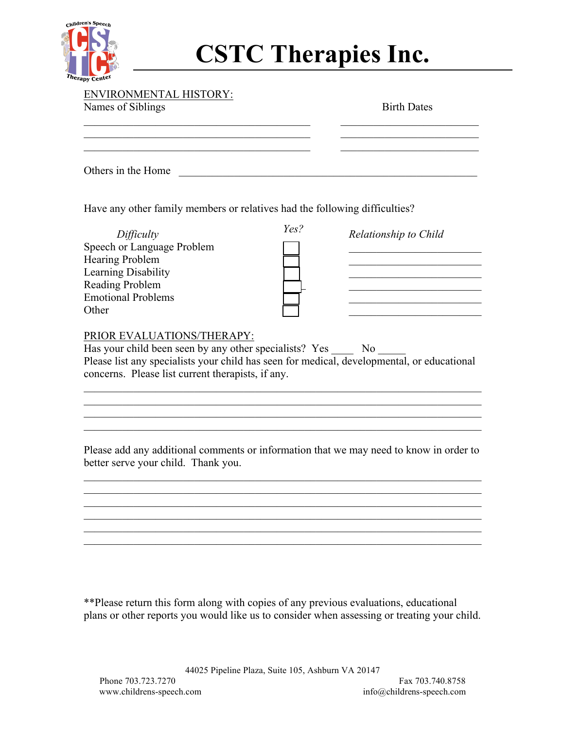# CSTC Therapies Inc.

ENVIRONMENTAL HISTORY:

| Names of Siblings | Birth Dates |
|---|---|
| ________________________________ | ____________________ |
| ________________________________ | ____________________ |
| ________________________________ | ____________________ |

Others in the Home ___________________________________________

Have any other family members or relatives had the following difficulties?

| *Difficulty* | *Yes?* | *Relationship to Child* |
|---|---|---|
| Speech or Language Problem | ☐ | ____________________ |
| Hearing Problem | ☐ | ____________________ |
| Learning Disability | ☐ | ____________________ |
| Reading Problem | ☐ | ____________________ |
| Emotional Problems | ☐ | ____________________ |
| Other | ☐ | ____________________ |

PRIOR EVALUATIONS/THERAPY:

Has your child been seen by any other specialists? Yes ____ No _____

Please list any specialists your child has seen for medical, developmental, or educational concerns. Please list current therapists, if any.

______________________________________________________________
______________________________________________________________
______________________________________________________________
______________________________________________________________

Please add any additional comments or information that we may need to know in order to better serve your child. Thank you.

______________________________________________________________
______________________________________________________________
______________________________________________________________
______________________________________________________________
______________________________________________________________
______________________________________________________________

**Please return this form along with copies of any previous evaluations, educational plans or other reports you would like us to consider when assessing or treating your child.

44025 Pipeline Plaza, Suite 105, Ashburn VA 20147

Phone 703.723.7270 Fax 703.740.8758

www.childrens-speech.com info@childrens-speech.com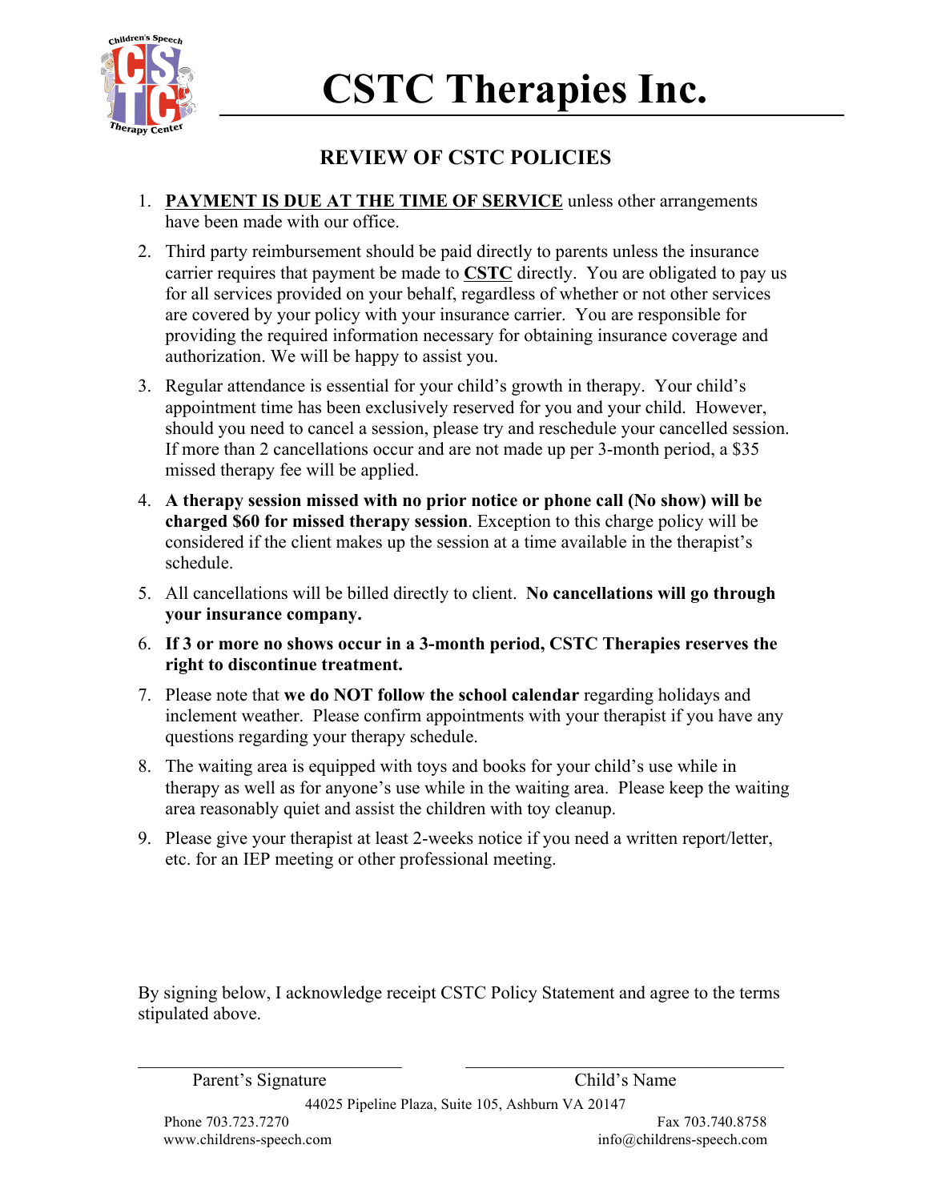# CSTC Therapies Inc.

## REVIEW OF CSTC POLICIES

1. **PAYMENT IS DUE AT THE TIME OF SERVICE** unless other arrangements have been made with our office.
2. Third party reimbursement should be paid directly to parents unless the insurance carrier requires that payment be made to **CSTC** directly. You are obligated to pay us for all services provided on your behalf, regardless of whether or not other services are covered by your policy with your insurance carrier. You are responsible for providing the required information necessary for obtaining insurance coverage and authorization. We will be happy to assist you.
3. Regular attendance is essential for your child's growth in therapy. Your child's appointment time has been exclusively reserved for you and your child. However, should you need to cancel a session, please try and reschedule your cancelled session. If more than 2 cancellations occur and are not made up per 3-month period, a $35 missed therapy fee will be applied.
4. **A therapy session missed with no prior notice or phone call (No show) will be charged $60 for missed therapy session**. Exception to this charge policy will be considered if the client makes up the session at a time available in the therapist's schedule.
5. All cancellations will be billed directly to client. **No cancellations will go through your insurance company.**
6. **If 3 or more no shows occur in a 3-month period, CSTC Therapies reserves the right to discontinue treatment.**
7. Please note that **we do NOT follow the school calendar** regarding holidays and inclement weather. Please confirm appointments with your therapist if you have any questions regarding your therapy schedule.
8. The waiting area is equipped with toys and books for your child's use while in therapy as well as for anyone's use while in the waiting area. Please keep the waiting area reasonably quiet and assist the children with toy cleanup.
9. Please give your therapist at least 2-weeks notice if you need a written report/letter, etc. for an IEP meeting or other professional meeting.

By signing below, I acknowledge receipt CSTC Policy Statement and agree to the terms stipulated above.

\_\_\_\_\_\_\_\_\_\_\_\_\_\_\_\_\_\_\_\_\_\_\_\_\_\_ \_\_\_\_\_\_\_\_\_\_\_\_\_\_\_\_\_\_\_\_\_\_\_\_\_\_

Parent's Signature Child's Name

44025 Pipeline Plaza, Suite 105, Ashburn VA 20147

Phone 703.723.7270 Fax 703.740.8758

www.childrens-speech.com info@childrens-speech.com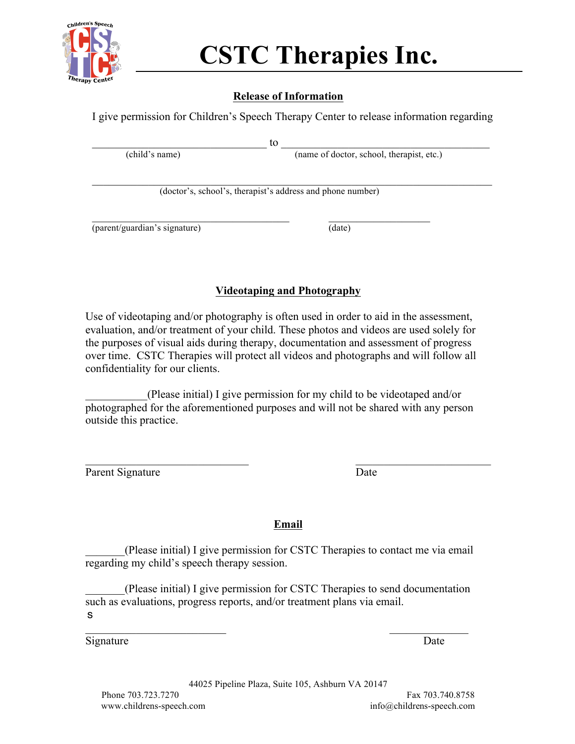# CSTC Therapies Inc.

## Release of Information

I give permission for Children's Speech Therapy Center to release information regarding

________________________________ to ________________________________________

(child's name) (name of doctor, school, therapist, etc.)

______________________________________________________________________________

(doctor's, school's, therapist's address and phone number)

____________________________________ ___________________

(parent/guardian's signature) (date)

## Videotaping and Photography

Use of videotaping and/or photography is often used in order to aid in the assessment, evaluation, and/or treatment of your child. These photos and videos are used solely for the purposes of visual aids during therapy, documentation and assessment of progress over time. CSTC Therapies will protect all videos and photographs and will follow all confidentiality for our clients.

___________(Please initial) I give permission for my child to be videotaped and/or photographed for the aforementioned purposes and will not be shared with any person outside this practice.

______________________________ ________________________

Parent Signature Date

## Email

_______(Please initial) I give permission for CSTC Therapies to contact me via email regarding my child's speech therapy session.

_______(Please initial) I give permission for CSTC Therapies to send documentation such as evaluations, progress reports, and/or treatment plans via email.

s

__________________________ ______________

Signature Date

44025 Pipeline Plaza, Suite 105, Ashburn VA 20147

Phone 703.723.7270 Fax 703.740.8758

www.childrens-speech.com info@childrens-speech.com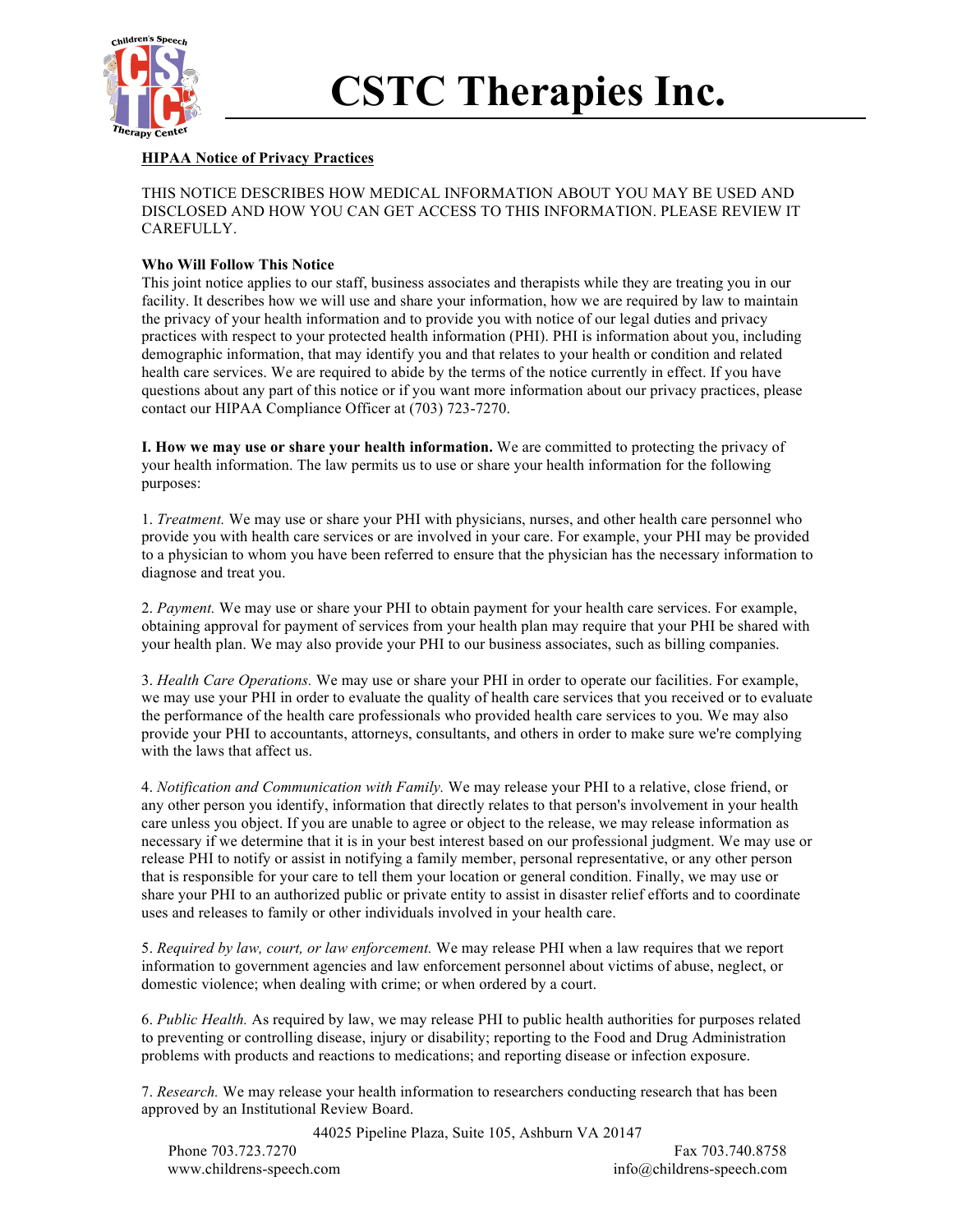# CSTC Therapies Inc.

**HIPAA Notice of Privacy Practices**

THIS NOTICE DESCRIBES HOW MEDICAL INFORMATION ABOUT YOU MAY BE USED AND DISCLOSED AND HOW YOU CAN GET ACCESS TO THIS INFORMATION. PLEASE REVIEW IT CAREFULLY.

**Who Will Follow This Notice**

This joint notice applies to our staff, business associates and therapists while they are treating you in our facility. It describes how we will use and share your information, how we are required by law to maintain the privacy of your health information and to provide you with notice of our legal duties and privacy practices with respect to your protected health information (PHI). PHI is information about you, including demographic information, that may identify you and that relates to your health or condition and related health care services. We are required to abide by the terms of the notice currently in effect. If you have questions about any part of this notice or if you want more information about our privacy practices, please contact our HIPAA Compliance Officer at (703) 723-7270.

**I. How we may use or share your health information.** We are committed to protecting the privacy of your health information. The law permits us to use or share your health information for the following purposes:

1. *Treatment.* We may use or share your PHI with physicians, nurses, and other health care personnel who provide you with health care services or are involved in your care. For example, your PHI may be provided to a physician to whom you have been referred to ensure that the physician has the necessary information to diagnose and treat you.

2. *Payment.* We may use or share your PHI to obtain payment for your health care services. For example, obtaining approval for payment of services from your health plan may require that your PHI be shared with your health plan. We may also provide your PHI to our business associates, such as billing companies.

3. *Health Care Operations.* We may use or share your PHI in order to operate our facilities. For example, we may use your PHI in order to evaluate the quality of health care services that you received or to evaluate the performance of the health care professionals who provided health care services to you. We may also provide your PHI to accountants, attorneys, consultants, and others in order to make sure we're complying with the laws that affect us.

4. *Notification and Communication with Family.* We may release your PHI to a relative, close friend, or any other person you identify, information that directly relates to that person's involvement in your health care unless you object. If you are unable to agree or object to the release, we may release information as necessary if we determine that it is in your best interest based on our professional judgment. We may use or release PHI to notify or assist in notifying a family member, personal representative, or any other person that is responsible for your care to tell them your location or general condition. Finally, we may use or share your PHI to an authorized public or private entity to assist in disaster relief efforts and to coordinate uses and releases to family or other individuals involved in your health care.

5. *Required by law, court, or law enforcement.* We may release PHI when a law requires that we report information to government agencies and law enforcement personnel about victims of abuse, neglect, or domestic violence; when dealing with crime; or when ordered by a court.

6. *Public Health.* As required by law, we may release PHI to public health authorities for purposes related to preventing or controlling disease, injury or disability; reporting to the Food and Drug Administration problems with products and reactions to medications; and reporting disease or infection exposure.

7. *Research.* We may release your health information to researchers conducting research that has been approved by an Institutional Review Board.

44025 Pipeline Plaza, Suite 105, Ashburn VA 20147
Phone 703.723.7270 Fax 703.740.8758
www.childrens-speech.com info@childrens-speech.com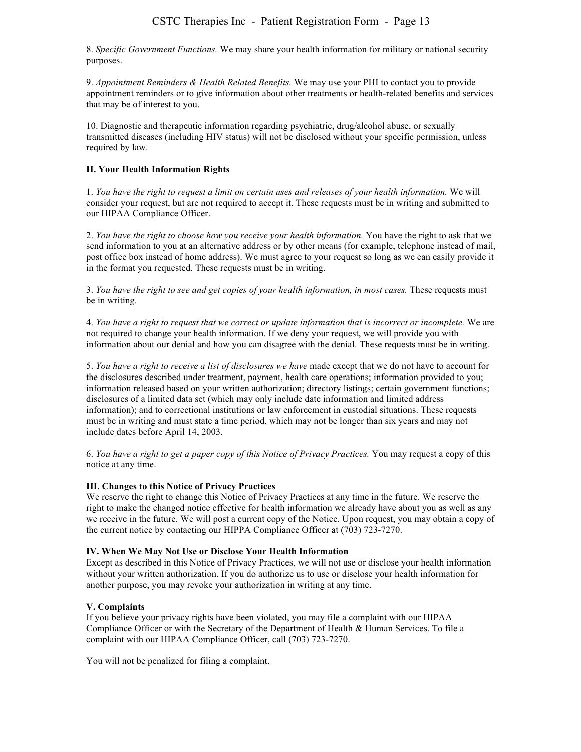8. *Specific Government Functions.* We may share your health information for military or national security purposes.

9. *Appointment Reminders & Health Related Benefits.* We may use your PHI to contact you to provide appointment reminders or to give information about other treatments or health-related benefits and services that may be of interest to you.

10. Diagnostic and therapeutic information regarding psychiatric, drug/alcohol abuse, or sexually transmitted diseases (including HIV status) will not be disclosed without your specific permission, unless required by law.

**II. Your Health Information Rights**

1. *You have the right to request a limit on certain uses and releases of your health information.* We will consider your request, but are not required to accept it. These requests must be in writing and submitted to our HIPAA Compliance Officer.

2. *You have the right to choose how you receive your health information.* You have the right to ask that we send information to you at an alternative address or by other means (for example, telephone instead of mail, post office box instead of home address). We must agree to your request so long as we can easily provide it in the format you requested. These requests must be in writing.

3. *You have the right to see and get copies of your health information, in most cases.* These requests must be in writing.

4. *You have a right to request that we correct or update information that is incorrect or incomplete.* We are not required to change your health information. If we deny your request, we will provide you with information about our denial and how you can disagree with the denial. These requests must be in writing.

5. *You have a right to receive a list of disclosures we have* made except that we do not have to account for the disclosures described under treatment, payment, health care operations; information provided to you; information released based on your written authorization; directory listings; certain government functions; disclosures of a limited data set (which may only include date information and limited address information); and to correctional institutions or law enforcement in custodial situations. These requests must be in writing and must state a time period, which may not be longer than six years and may not include dates before April 14, 2003.

6. *You have a right to get a paper copy of this Notice of Privacy Practices.* You may request a copy of this notice at any time.

**III. Changes to this Notice of Privacy Practices**

We reserve the right to change this Notice of Privacy Practices at any time in the future. We reserve the right to make the changed notice effective for health information we already have about you as well as any we receive in the future. We will post a current copy of the Notice. Upon request, you may obtain a copy of the current notice by contacting our HIPPA Compliance Officer at (703) 723-7270.

**IV. When We May Not Use or Disclose Your Health Information**

Except as described in this Notice of Privacy Practices, we will not use or disclose your health information without your written authorization. If you do authorize us to use or disclose your health information for another purpose, you may revoke your authorization in writing at any time.

**V. Complaints**

If you believe your privacy rights have been violated, you may file a complaint with our HIPAA Compliance Officer or with the Secretary of the Department of Health & Human Services. To file a complaint with our HIPAA Compliance Officer, call (703) 723-7270.

You will not be penalized for filing a complaint.